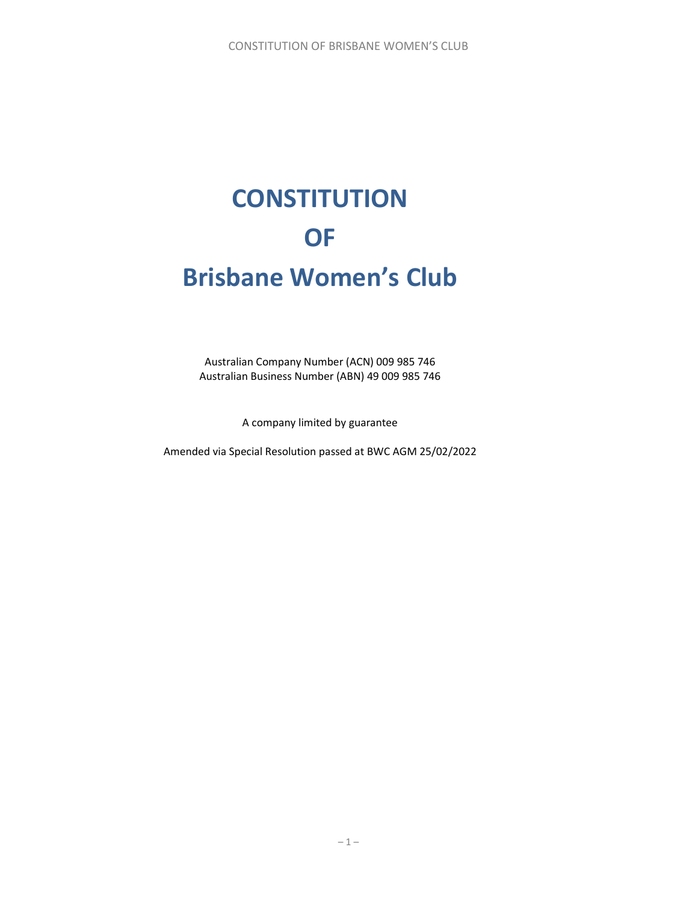# CONSTITUTION OF Brisbane Women's Club

Australian Company Number (ACN) 009 985 746
Australian Business Number (ABN) 49 009 985 746

A company limited by guarantee

Amended via Special Resolution passed at BWC AGM 25/02/2022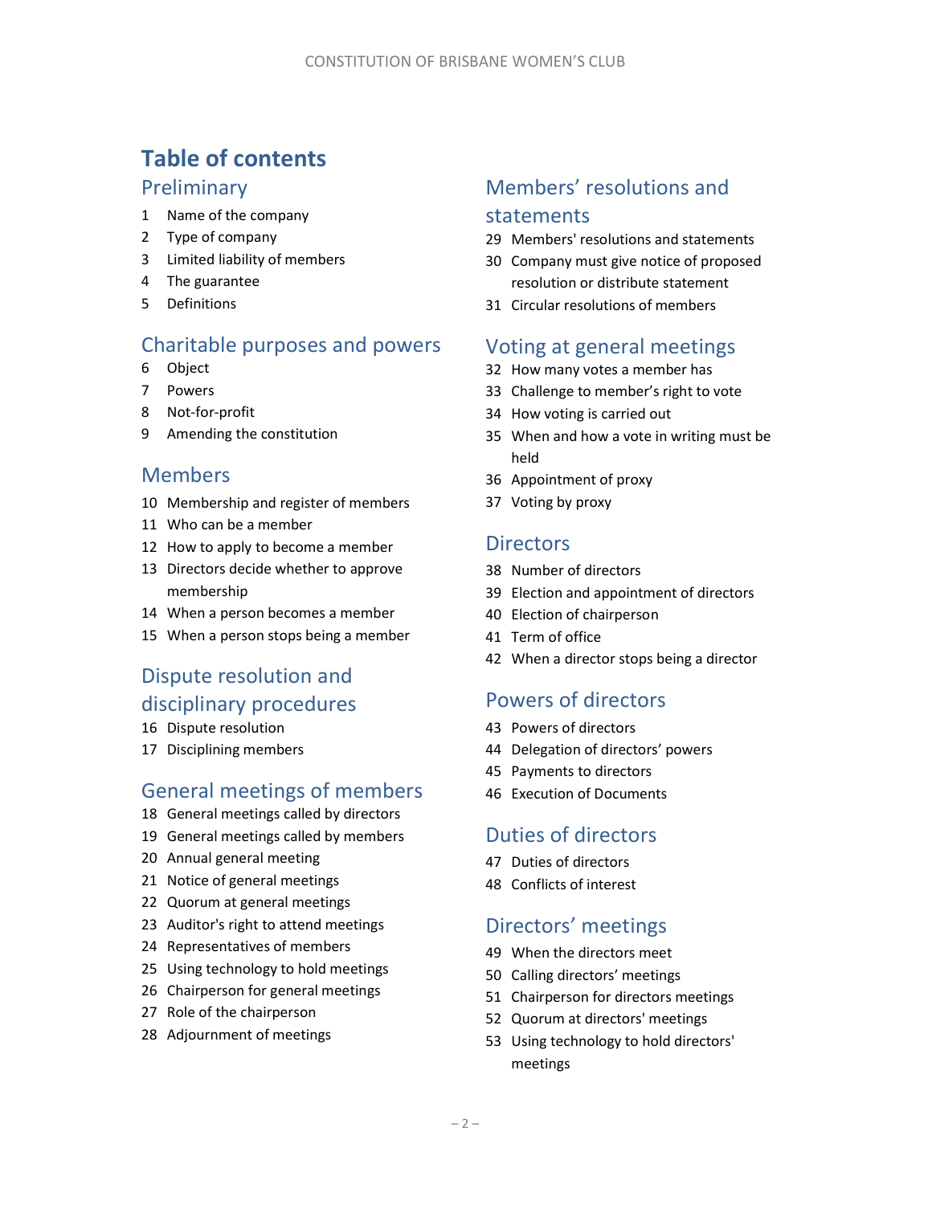# Table of contents

## Preliminary

1 Name of the company
2 Type of company
3 Limited liability of members
4 The guarantee
5 Definitions

## Charitable purposes and powers

6 Object
7 Powers
8 Not-for-profit
9 Amending the constitution

## Members

10 Membership and register of members
11 Who can be a member
12 How to apply to become a member
13 Directors decide whether to approve membership
14 When a person becomes a member
15 When a person stops being a member

## Dispute resolution and disciplinary procedures

16 Dispute resolution
17 Disciplining members

## General meetings of members

18 General meetings called by directors
19 General meetings called by members
20 Annual general meeting
21 Notice of general meetings
22 Quorum at general meetings
23 Auditor's right to attend meetings
24 Representatives of members
25 Using technology to hold meetings
26 Chairperson for general meetings
27 Role of the chairperson
28 Adjournment of meetings

## Members' resolutions and statements

29 Members' resolutions and statements
30 Company must give notice of proposed resolution or distribute statement
31 Circular resolutions of members

## Voting at general meetings

32 How many votes a member has
33 Challenge to member's right to vote
34 How voting is carried out
35 When and how a vote in writing must be held
36 Appointment of proxy
37 Voting by proxy

## Directors

38 Number of directors
39 Election and appointment of directors
40 Election of chairperson
41 Term of office
42 When a director stops being a director

## Powers of directors

43 Powers of directors
44 Delegation of directors' powers
45 Payments to directors
46 Execution of Documents

## Duties of directors

47 Duties of directors
48 Conflicts of interest

## Directors' meetings

49 When the directors meet
50 Calling directors' meetings
51 Chairperson for directors meetings
52 Quorum at directors' meetings
53 Using technology to hold directors' meetings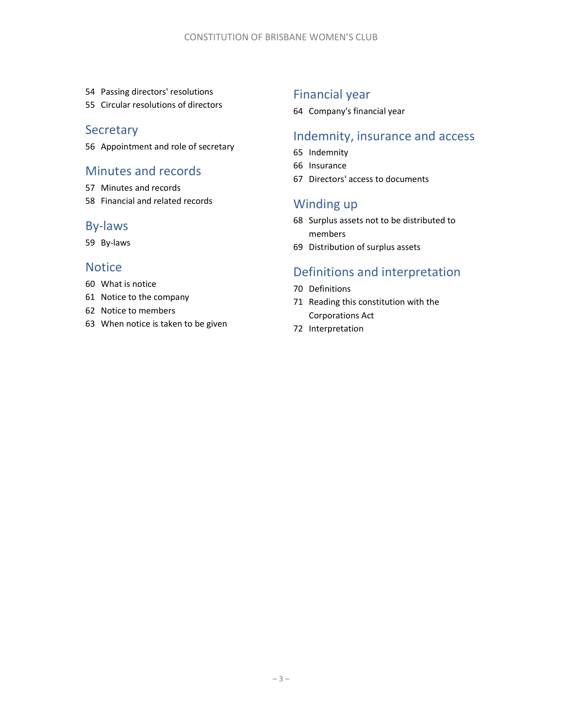54 Passing directors' resolutions
55 Circular resolutions of directors

## Secretary

56 Appointment and role of secretary

## Minutes and records

57 Minutes and records
58 Financial and related records

## By-laws

59 By-laws

## Notice

60 What is notice
61 Notice to the company
62 Notice to members
63 When notice is taken to be given

## Financial year

64 Company's financial year

## Indemnity, insurance and access

65 Indemnity
66 Insurance
67 Directors' access to documents

## Winding up

68 Surplus assets not to be distributed to members
69 Distribution of surplus assets

## Definitions and interpretation

70 Definitions
71 Reading this constitution with the Corporations Act
72 Interpretation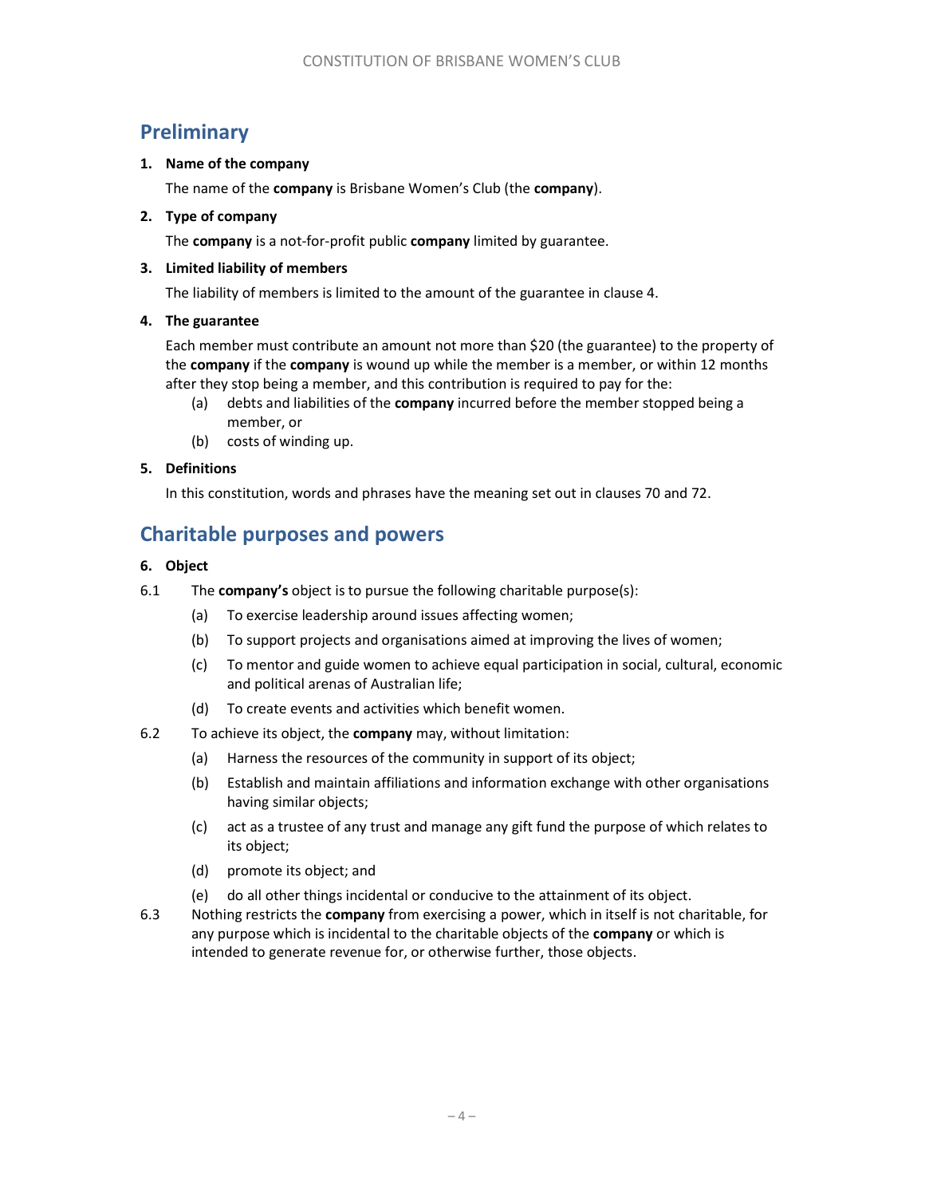## Preliminary

**1. Name of the company**

The name of the **company** is Brisbane Women's Club (the **company**).

**2. Type of company**

The **company** is a not-for-profit public **company** limited by guarantee.

**3. Limited liability of members**

The liability of members is limited to the amount of the guarantee in clause 4.

**4. The guarantee**

Each member must contribute an amount not more than $20 (the guarantee) to the property of the **company** if the **company** is wound up while the member is a member, or within 12 months after they stop being a member, and this contribution is required to pay for the:

(a) debts and liabilities of the **company** incurred before the member stopped being a member, or

(b) costs of winding up.

**5. Definitions**

In this constitution, words and phrases have the meaning set out in clauses 70 and 72.

## Charitable purposes and powers

**6. Object**

6.1 The **company's** object is to pursue the following charitable purpose(s):

(a) To exercise leadership around issues affecting women;

(b) To support projects and organisations aimed at improving the lives of women;

(c) To mentor and guide women to achieve equal participation in social, cultural, economic and political arenas of Australian life;

(d) To create events and activities which benefit women.

6.2 To achieve its object, the **company** may, without limitation:

(a) Harness the resources of the community in support of its object;

(b) Establish and maintain affiliations and information exchange with other organisations having similar objects;

(c) act as a trustee of any trust and manage any gift fund the purpose of which relates to its object;

(d) promote its object; and

(e) do all other things incidental or conducive to the attainment of its object.

6.3 Nothing restricts the **company** from exercising a power, which in itself is not charitable, for any purpose which is incidental to the charitable objects of the **company** or which is intended to generate revenue for, or otherwise further, those objects.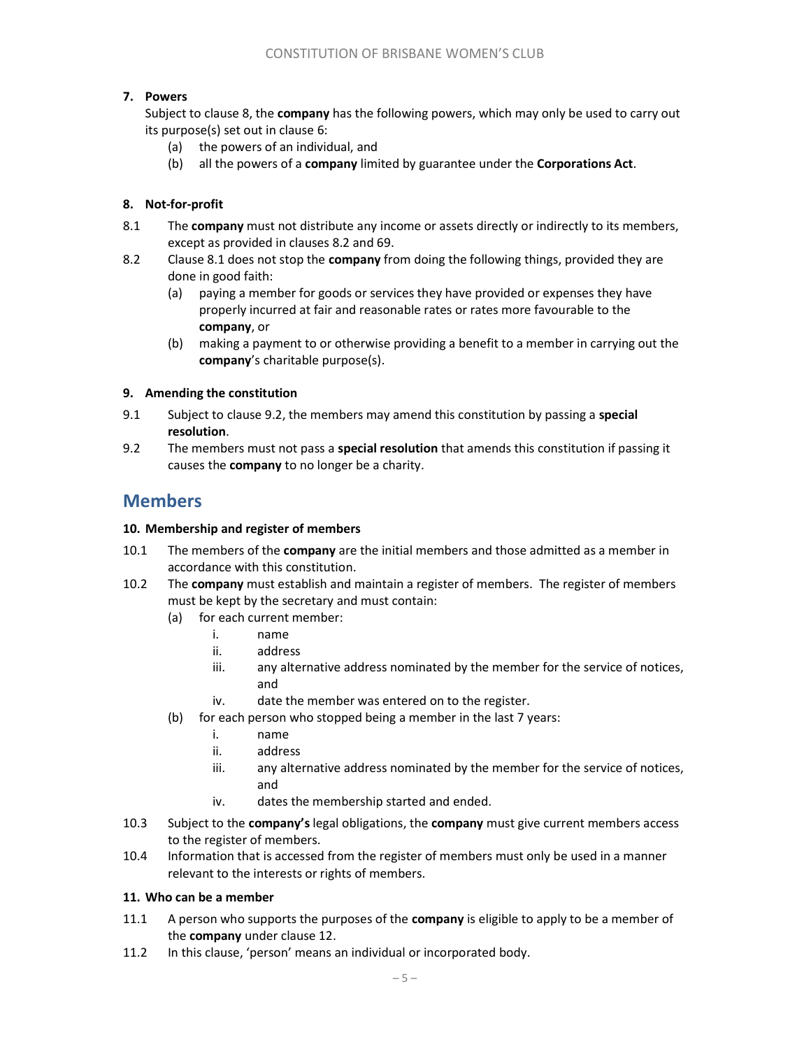**7. Powers**

Subject to clause 8, the **company** has the following powers, which may only be used to carry out its purpose(s) set out in clause 6:

(a) the powers of an individual, and

(b) all the powers of a **company** limited by guarantee under the **Corporations Act**.

**8. Not-for-profit**

8.1 The **company** must not distribute any income or assets directly or indirectly to its members, except as provided in clauses 8.2 and 69.

8.2 Clause 8.1 does not stop the **company** from doing the following things, provided they are done in good faith:

(a) paying a member for goods or services they have provided or expenses they have properly incurred at fair and reasonable rates or rates more favourable to the **company**, or

(b) making a payment to or otherwise providing a benefit to a member in carrying out the **company**'s charitable purpose(s).

**9. Amending the constitution**

9.1 Subject to clause 9.2, the members may amend this constitution by passing a **special resolution**.

9.2 The members must not pass a **special resolution** that amends this constitution if passing it causes the **company** to no longer be a charity.

## Members

**10. Membership and register of members**

10.1 The members of the **company** are the initial members and those admitted as a member in accordance with this constitution.

10.2 The **company** must establish and maintain a register of members. The register of members must be kept by the secretary and must contain:

(a) for each current member:

i. name

ii. address

iii. any alternative address nominated by the member for the service of notices, and

iv. date the member was entered on to the register.

(b) for each person who stopped being a member in the last 7 years:

i. name

ii. address

iii. any alternative address nominated by the member for the service of notices, and

iv. dates the membership started and ended.

10.3 Subject to the **company's** legal obligations, the **company** must give current members access to the register of members.

10.4 Information that is accessed from the register of members must only be used in a manner relevant to the interests or rights of members.

**11. Who can be a member**

11.1 A person who supports the purposes of the **company** is eligible to apply to be a member of the **company** under clause 12.

11.2 In this clause, 'person' means an individual or incorporated body.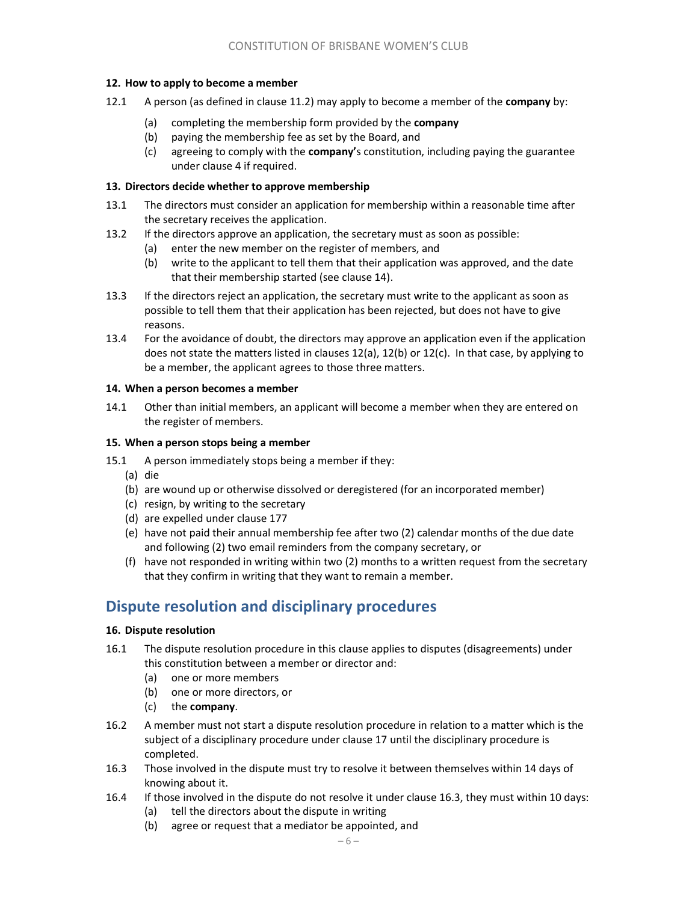**12. How to apply to become a member**

12.1 A person (as defined in clause 11.2) may apply to become a member of the **company** by:

(a) completing the membership form provided by the **company**
(b) paying the membership fee as set by the Board, and
(c) agreeing to comply with the **company'**s constitution, including paying the guarantee under clause 4 if required.

**13. Directors decide whether to approve membership**

13.1 The directors must consider an application for membership within a reasonable time after the secretary receives the application.

13.2 If the directors approve an application, the secretary must as soon as possible:

(a) enter the new member on the register of members, and
(b) write to the applicant to tell them that their application was approved, and the date that their membership started (see clause 14).

13.3 If the directors reject an application, the secretary must write to the applicant as soon as possible to tell them that their application has been rejected, but does not have to give reasons.

13.4 For the avoidance of doubt, the directors may approve an application even if the application does not state the matters listed in clauses 12(a), 12(b) or 12(c). In that case, by applying to be a member, the applicant agrees to those three matters.

**14. When a person becomes a member**

14.1 Other than initial members, an applicant will become a member when they are entered on the register of members.

**15. When a person stops being a member**

15.1 A person immediately stops being a member if they:

(a) die
(b) are wound up or otherwise dissolved or deregistered (for an incorporated member)
(c) resign, by writing to the secretary
(d) are expelled under clause 177
(e) have not paid their annual membership fee after two (2) calendar months of the due date and following (2) two email reminders from the company secretary, or
(f) have not responded in writing within two (2) months to a written request from the secretary that they confirm in writing that they want to remain a member.

## Dispute resolution and disciplinary procedures

**16. Dispute resolution**

16.1 The dispute resolution procedure in this clause applies to disputes (disagreements) under this constitution between a member or director and:

(a) one or more members
(b) one or more directors, or
(c) the **company**.

16.2 A member must not start a dispute resolution procedure in relation to a matter which is the subject of a disciplinary procedure under clause 17 until the disciplinary procedure is completed.

16.3 Those involved in the dispute must try to resolve it between themselves within 14 days of knowing about it.

16.4 If those involved in the dispute do not resolve it under clause 16.3, they must within 10 days:

(a) tell the directors about the dispute in writing
(b) agree or request that a mediator be appointed, and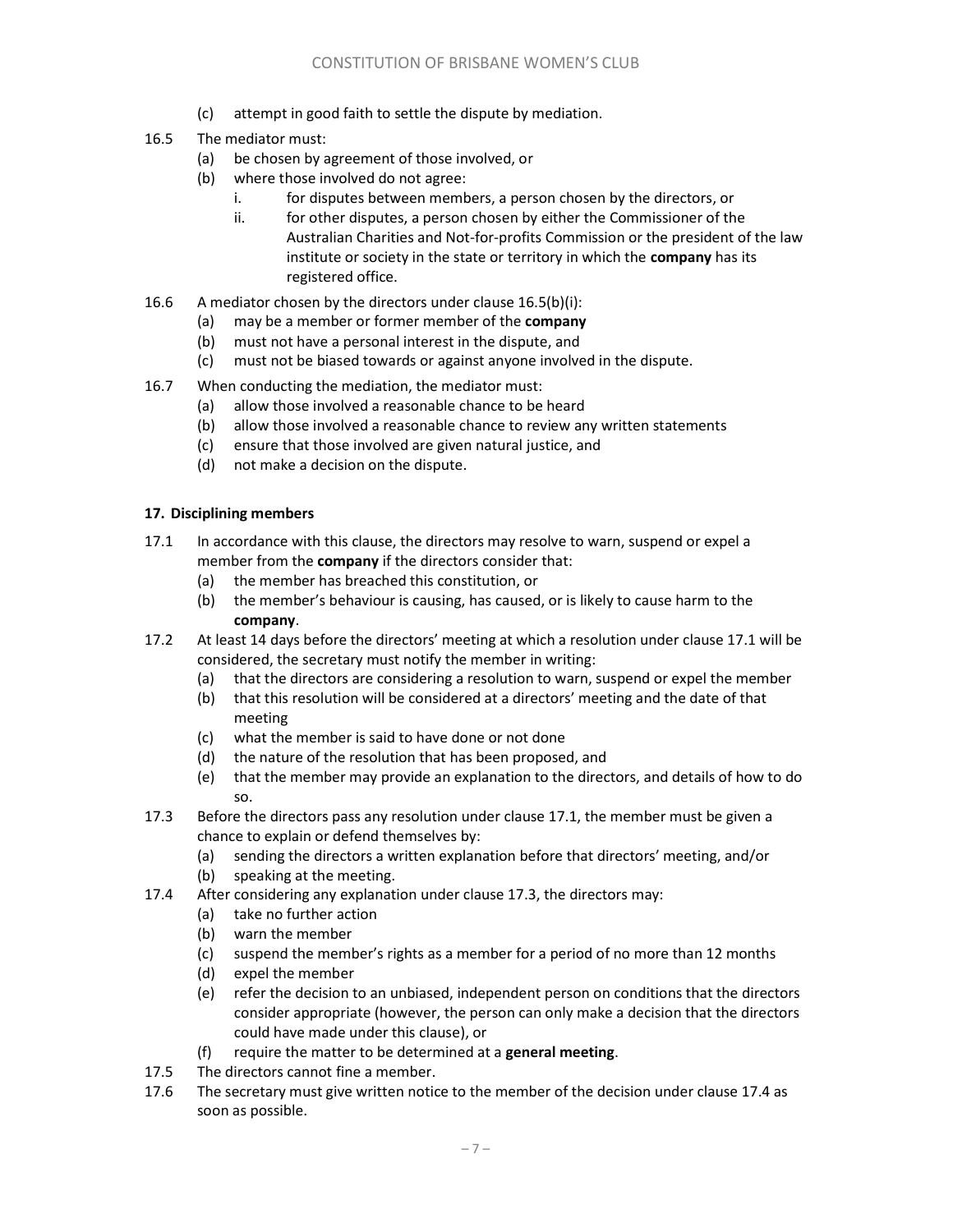(c) attempt in good faith to settle the dispute by mediation.

16.5 The mediator must:

(a) be chosen by agreement of those involved, or

(b) where those involved do not agree:

i. for disputes between members, a person chosen by the directors, or

ii. for other disputes, a person chosen by either the Commissioner of the Australian Charities and Not-for-profits Commission or the president of the law institute or society in the state or territory in which the **company** has its registered office.

16.6 A mediator chosen by the directors under clause 16.5(b)(i):

(a) may be a member or former member of the **company**

(b) must not have a personal interest in the dispute, and

(c) must not be biased towards or against anyone involved in the dispute.

16.7 When conducting the mediation, the mediator must:

(a) allow those involved a reasonable chance to be heard

(b) allow those involved a reasonable chance to review any written statements

(c) ensure that those involved are given natural justice, and

(d) not make a decision on the dispute.

**17. Disciplining members**

17.1 In accordance with this clause, the directors may resolve to warn, suspend or expel a member from the **company** if the directors consider that:

(a) the member has breached this constitution, or

(b) the member's behaviour is causing, has caused, or is likely to cause harm to the **company**.

17.2 At least 14 days before the directors' meeting at which a resolution under clause 17.1 will be considered, the secretary must notify the member in writing:

(a) that the directors are considering a resolution to warn, suspend or expel the member

(b) that this resolution will be considered at a directors' meeting and the date of that meeting

(c) what the member is said to have done or not done

(d) the nature of the resolution that has been proposed, and

(e) that the member may provide an explanation to the directors, and details of how to do so.

17.3 Before the directors pass any resolution under clause 17.1, the member must be given a chance to explain or defend themselves by:

(a) sending the directors a written explanation before that directors' meeting, and/or

(b) speaking at the meeting.

17.4 After considering any explanation under clause 17.3, the directors may:

(a) take no further action

(b) warn the member

(c) suspend the member's rights as a member for a period of no more than 12 months

(d) expel the member

(e) refer the decision to an unbiased, independent person on conditions that the directors consider appropriate (however, the person can only make a decision that the directors could have made under this clause), or

(f) require the matter to be determined at a **general meeting**.

17.5 The directors cannot fine a member.

17.6 The secretary must give written notice to the member of the decision under clause 17.4 as soon as possible.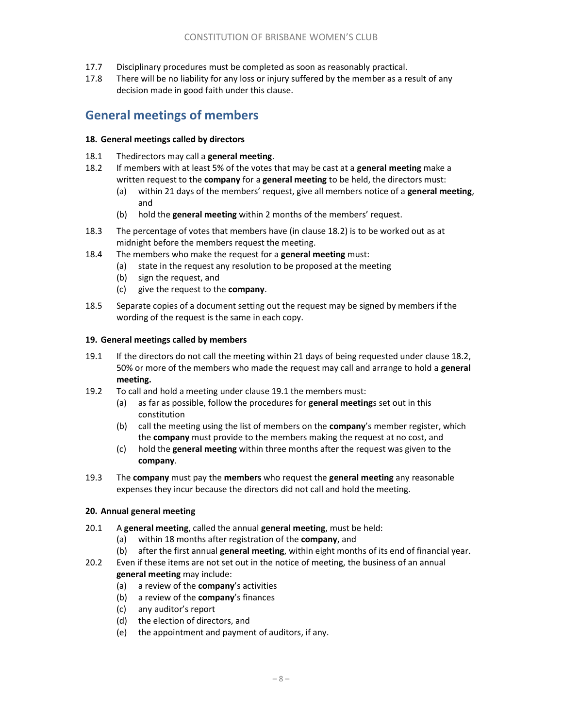17.7 Disciplinary procedures must be completed as soon as reasonably practical.

17.8 There will be no liability for any loss or injury suffered by the member as a result of any decision made in good faith under this clause.

## General meetings of members

**18. General meetings called by directors**

18.1 Thedirectors may call a **general meeting**.

18.2 If members with at least 5% of the votes that may be cast at a **general meeting** make a written request to the **company** for a **general meeting** to be held, the directors must:

- (a) within 21 days of the members' request, give all members notice of a **general meeting**, and
- (b) hold the **general meeting** within 2 months of the members' request.

18.3 The percentage of votes that members have (in clause 18.2) is to be worked out as at midnight before the members request the meeting.

18.4 The members who make the request for a **general meeting** must:

- (a) state in the request any resolution to be proposed at the meeting
- (b) sign the request, and
- (c) give the request to the **company**.

18.5 Separate copies of a document setting out the request may be signed by members if the wording of the request is the same in each copy.

**19. General meetings called by members**

19.1 If the directors do not call the meeting within 21 days of being requested under clause 18.2, 50% or more of the members who made the request may call and arrange to hold a **general meeting.**

19.2 To call and hold a meeting under clause 19.1 the members must:

- (a) as far as possible, follow the procedures for **general meeting**s set out in this constitution
- (b) call the meeting using the list of members on the **company**'s member register, which the **company** must provide to the members making the request at no cost, and
- (c) hold the **general meeting** within three months after the request was given to the **company**.

19.3 The **company** must pay the **members** who request the **general meeting** any reasonable expenses they incur because the directors did not call and hold the meeting.

**20. Annual general meeting**

20.1 A **general meeting**, called the annual **general meeting**, must be held:

- (a) within 18 months after registration of the **company**, and
- (b) after the first annual **general meeting**, within eight months of its end of financial year.

20.2 Even if these items are not set out in the notice of meeting, the business of an annual **general meeting** may include:

- (a) a review of the **company**'s activities
- (b) a review of the **company**'s finances
- (c) any auditor's report
- (d) the election of directors, and
- (e) the appointment and payment of auditors, if any.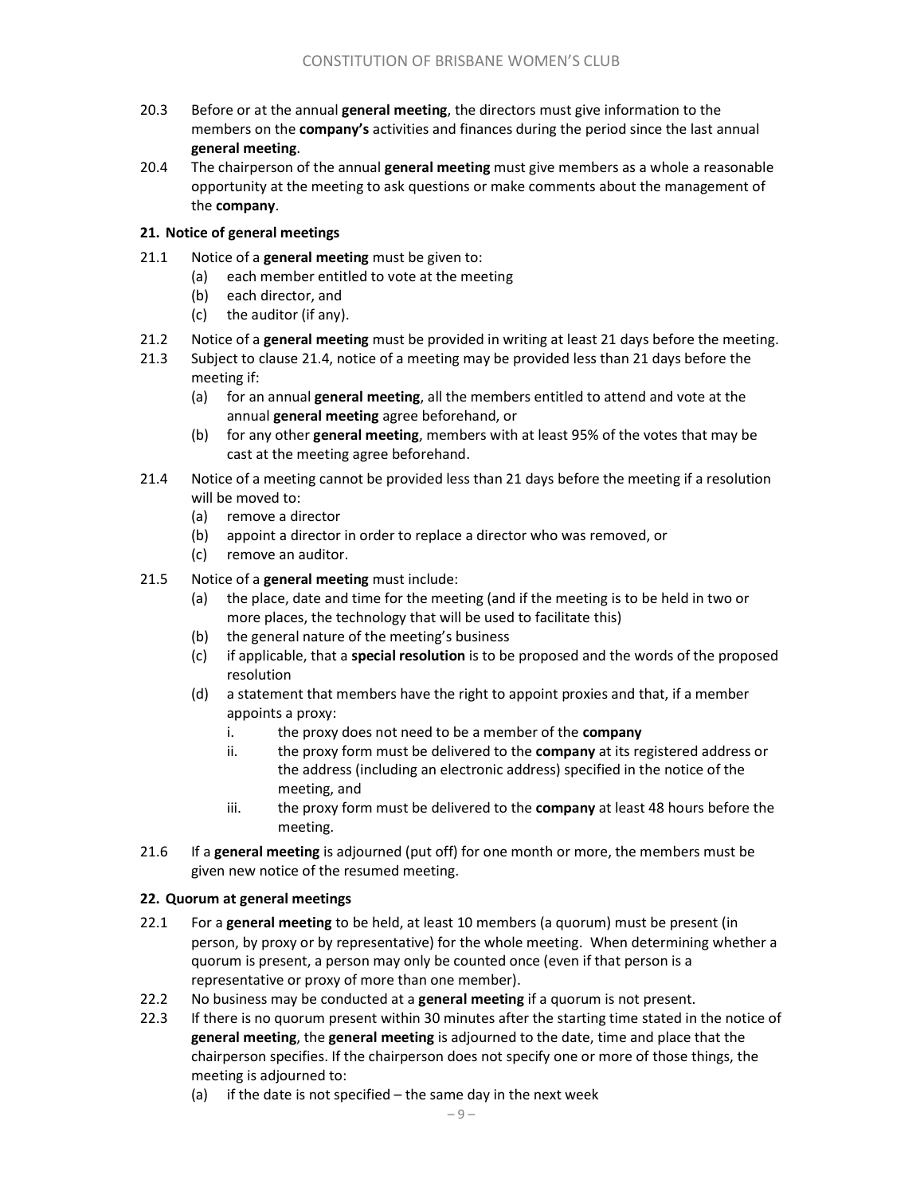20.3 Before or at the annual **general meeting**, the directors must give information to the members on the **company's** activities and finances during the period since the last annual **general meeting**.

20.4 The chairperson of the annual **general meeting** must give members as a whole a reasonable opportunity at the meeting to ask questions or make comments about the management of the **company**.

### 21. Notice of general meetings

21.1 Notice of a **general meeting** must be given to:

(a) each member entitled to vote at the meeting
(b) each director, and
(c) the auditor (if any).

21.2 Notice of a **general meeting** must be provided in writing at least 21 days before the meeting.

21.3 Subject to clause 21.4, notice of a meeting may be provided less than 21 days before the meeting if:

(a) for an annual **general meeting**, all the members entitled to attend and vote at the annual **general meeting** agree beforehand, or
(b) for any other **general meeting**, members with at least 95% of the votes that may be cast at the meeting agree beforehand.

21.4 Notice of a meeting cannot be provided less than 21 days before the meeting if a resolution will be moved to:

(a) remove a director
(b) appoint a director in order to replace a director who was removed, or
(c) remove an auditor.

21.5 Notice of a **general meeting** must include:

(a) the place, date and time for the meeting (and if the meeting is to be held in two or more places, the technology that will be used to facilitate this)
(b) the general nature of the meeting's business
(c) if applicable, that a **special resolution** is to be proposed and the words of the proposed resolution
(d) a statement that members have the right to appoint proxies and that, if a member appoints a proxy:
  i. the proxy does not need to be a member of the **company**
  ii. the proxy form must be delivered to the **company** at its registered address or the address (including an electronic address) specified in the notice of the meeting, and
  iii. the proxy form must be delivered to the **company** at least 48 hours before the meeting.

21.6 If a **general meeting** is adjourned (put off) for one month or more, the members must be given new notice of the resumed meeting.

### 22. Quorum at general meetings

22.1 For a **general meeting** to be held, at least 10 members (a quorum) must be present (in person, by proxy or by representative) for the whole meeting. When determining whether a quorum is present, a person may only be counted once (even if that person is a representative or proxy of more than one member).

22.2 No business may be conducted at a **general meeting** if a quorum is not present.

22.3 If there is no quorum present within 30 minutes after the starting time stated in the notice of **general meeting**, the **general meeting** is adjourned to the date, time and place that the chairperson specifies. If the chairperson does not specify one or more of those things, the meeting is adjourned to:

(a) if the date is not specified – the same day in the next week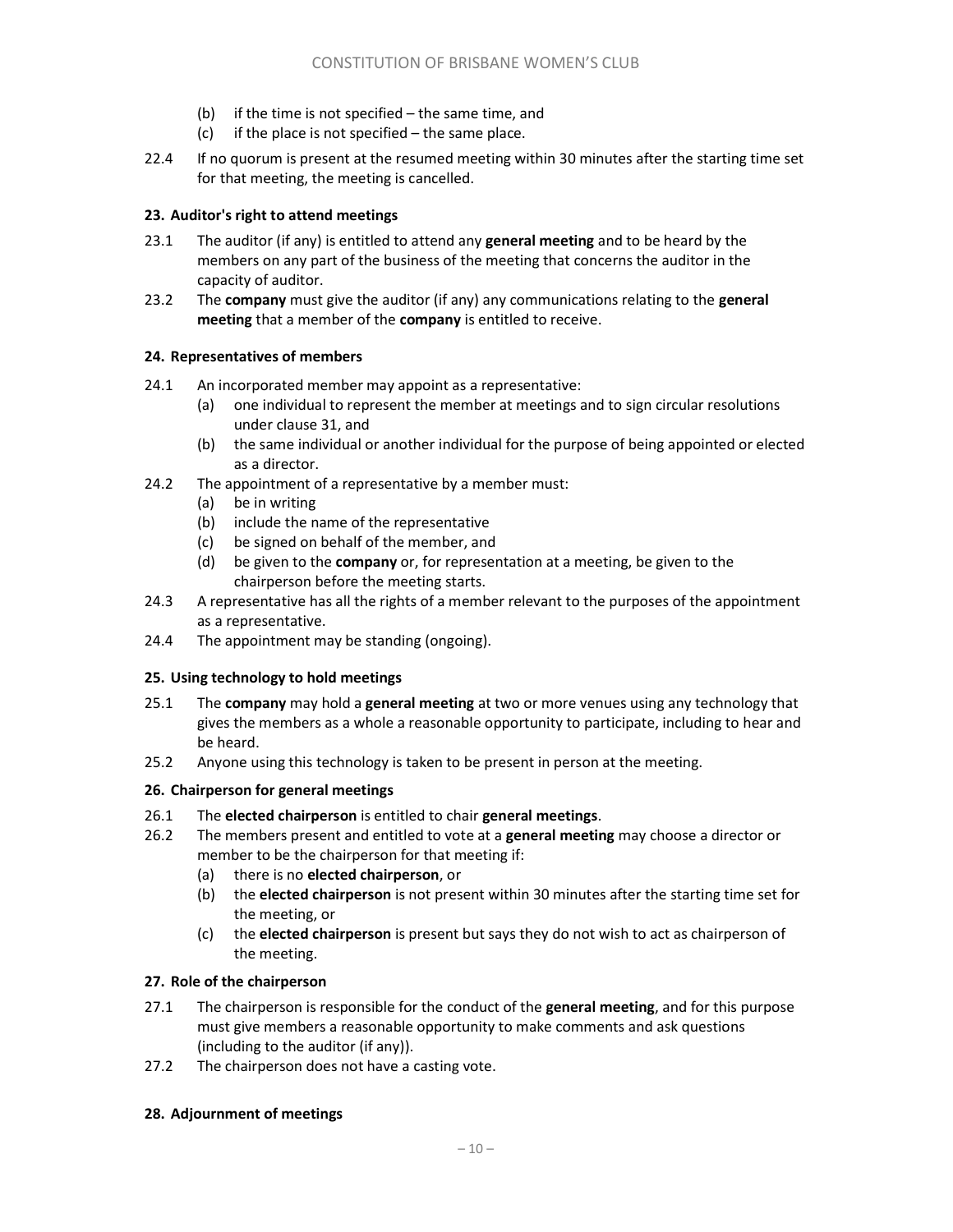(b) if the time is not specified – the same time, and
(c) if the place is not specified – the same place.

22.4 If no quorum is present at the resumed meeting within 30 minutes after the starting time set for that meeting, the meeting is cancelled.

### 23. Auditor's right to attend meetings

23.1 The auditor (if any) is entitled to attend any **general meeting** and to be heard by the members on any part of the business of the meeting that concerns the auditor in the capacity of auditor.

23.2 The **company** must give the auditor (if any) any communications relating to the **general meeting** that a member of the **company** is entitled to receive.

### 24. Representatives of members

24.1 An incorporated member may appoint as a representative:
(a) one individual to represent the member at meetings and to sign circular resolutions under clause 31, and
(b) the same individual or another individual for the purpose of being appointed or elected as a director.

24.2 The appointment of a representative by a member must:
(a) be in writing
(b) include the name of the representative
(c) be signed on behalf of the member, and
(d) be given to the **company** or, for representation at a meeting, be given to the chairperson before the meeting starts.

24.3 A representative has all the rights of a member relevant to the purposes of the appointment as a representative.

24.4 The appointment may be standing (ongoing).

### 25. Using technology to hold meetings

25.1 The **company** may hold a **general meeting** at two or more venues using any technology that gives the members as a whole a reasonable opportunity to participate, including to hear and be heard.

25.2 Anyone using this technology is taken to be present in person at the meeting.

### 26. Chairperson for general meetings

26.1 The **elected chairperson** is entitled to chair **general meetings**.

26.2 The members present and entitled to vote at a **general meeting** may choose a director or member to be the chairperson for that meeting if:
(a) there is no **elected chairperson**, or
(b) the **elected chairperson** is not present within 30 minutes after the starting time set for the meeting, or
(c) the **elected chairperson** is present but says they do not wish to act as chairperson of the meeting.

### 27. Role of the chairperson

27.1 The chairperson is responsible for the conduct of the **general meeting**, and for this purpose must give members a reasonable opportunity to make comments and ask questions (including to the auditor (if any)).

27.2 The chairperson does not have a casting vote.

### 28. Adjournment of meetings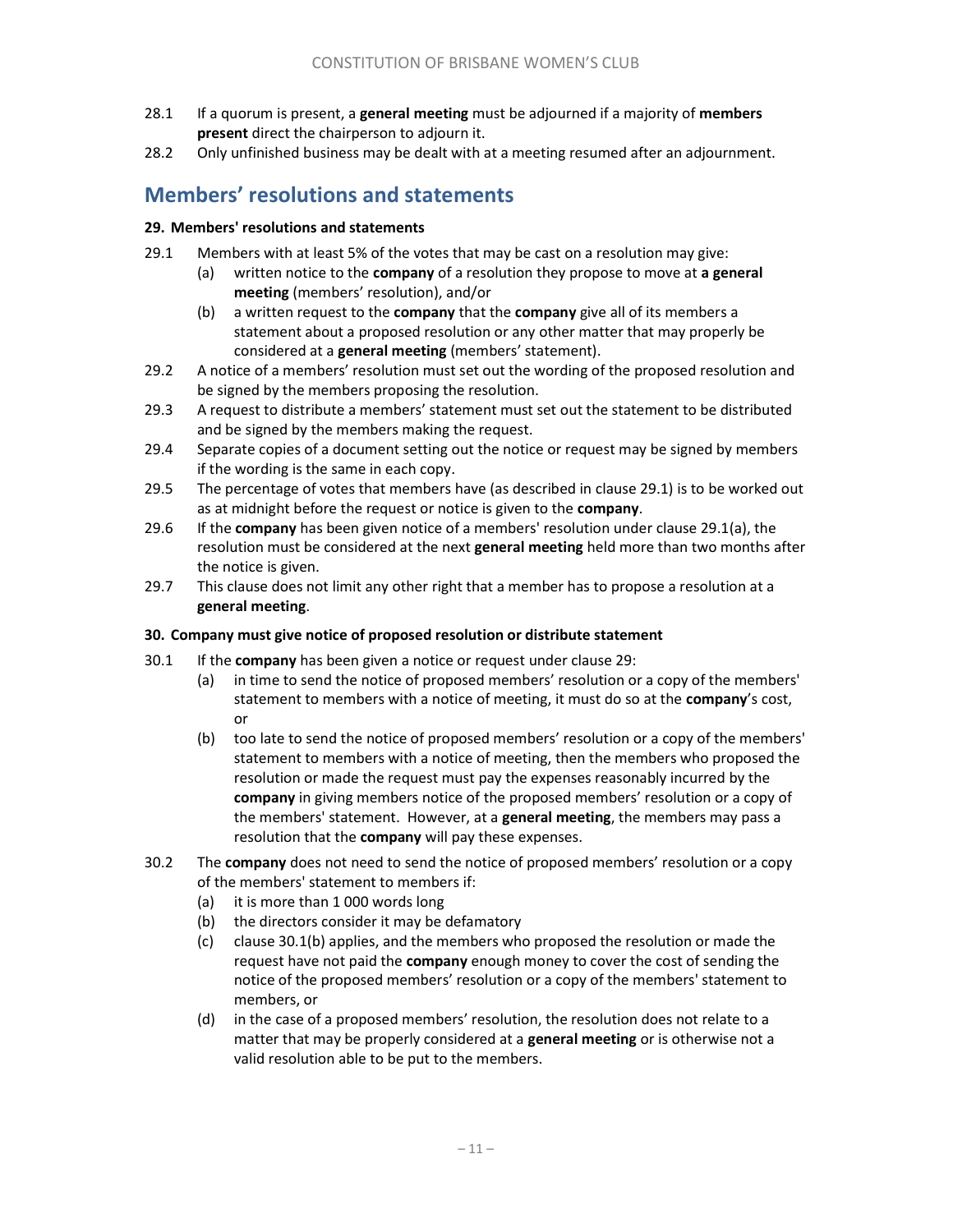28.1 If a quorum is present, a **general meeting** must be adjourned if a majority of **members present** direct the chairperson to adjourn it.

28.2 Only unfinished business may be dealt with at a meeting resumed after an adjournment.

## Members' resolutions and statements

### 29. Members' resolutions and statements

29.1 Members with at least 5% of the votes that may be cast on a resolution may give:

- (a) written notice to the **company** of a resolution they propose to move at **a general meeting** (members' resolution), and/or
- (b) a written request to the **company** that the **company** give all of its members a statement about a proposed resolution or any other matter that may properly be considered at a **general meeting** (members' statement).

29.2 A notice of a members' resolution must set out the wording of the proposed resolution and be signed by the members proposing the resolution.

29.3 A request to distribute a members' statement must set out the statement to be distributed and be signed by the members making the request.

29.4 Separate copies of a document setting out the notice or request may be signed by members if the wording is the same in each copy.

29.5 The percentage of votes that members have (as described in clause 29.1) is to be worked out as at midnight before the request or notice is given to the **company**.

29.6 If the **company** has been given notice of a members' resolution under clause 29.1(a), the resolution must be considered at the next **general meeting** held more than two months after the notice is given.

29.7 This clause does not limit any other right that a member has to propose a resolution at a **general meeting**.

### 30. Company must give notice of proposed resolution or distribute statement

30.1 If the **company** has been given a notice or request under clause 29:

- (a) in time to send the notice of proposed members' resolution or a copy of the members' statement to members with a notice of meeting, it must do so at the **company**'s cost, or
- (b) too late to send the notice of proposed members' resolution or a copy of the members' statement to members with a notice of meeting, then the members who proposed the resolution or made the request must pay the expenses reasonably incurred by the **company** in giving members notice of the proposed members' resolution or a copy of the members' statement. However, at a **general meeting**, the members may pass a resolution that the **company** will pay these expenses.

30.2 The **company** does not need to send the notice of proposed members' resolution or a copy of the members' statement to members if:

- (a) it is more than 1 000 words long
- (b) the directors consider it may be defamatory
- (c) clause 30.1(b) applies, and the members who proposed the resolution or made the request have not paid the **company** enough money to cover the cost of sending the notice of the proposed members' resolution or a copy of the members' statement to members, or
- (d) in the case of a proposed members' resolution, the resolution does not relate to a matter that may be properly considered at a **general meeting** or is otherwise not a valid resolution able to be put to the members.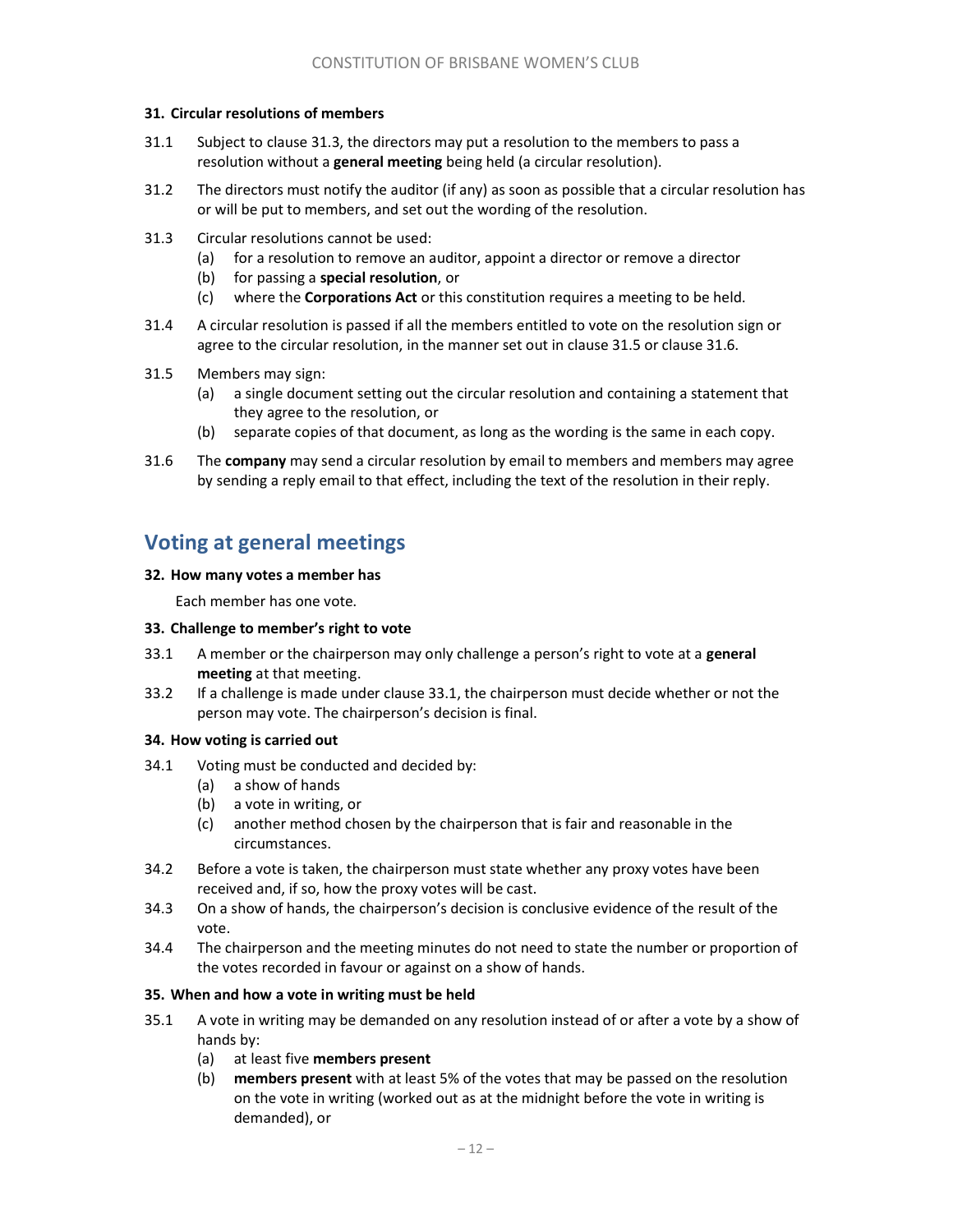### 31. Circular resolutions of members

31.1 Subject to clause 31.3, the directors may put a resolution to the members to pass a resolution without a **general meeting** being held (a circular resolution).

31.2 The directors must notify the auditor (if any) as soon as possible that a circular resolution has or will be put to members, and set out the wording of the resolution.

31.3 Circular resolutions cannot be used:

(a) for a resolution to remove an auditor, appoint a director or remove a director

(b) for passing a **special resolution**, or

(c) where the **Corporations Act** or this constitution requires a meeting to be held.

31.4 A circular resolution is passed if all the members entitled to vote on the resolution sign or agree to the circular resolution, in the manner set out in clause 31.5 or clause 31.6.

31.5 Members may sign:

(a) a single document setting out the circular resolution and containing a statement that they agree to the resolution, or

(b) separate copies of that document, as long as the wording is the same in each copy.

31.6 The **company** may send a circular resolution by email to members and members may agree by sending a reply email to that effect, including the text of the resolution in their reply.

## Voting at general meetings

### 32. How many votes a member has

Each member has one vote.

### 33. Challenge to member's right to vote

33.1 A member or the chairperson may only challenge a person's right to vote at a **general meeting** at that meeting.

33.2 If a challenge is made under clause 33.1, the chairperson must decide whether or not the person may vote. The chairperson's decision is final.

### 34. How voting is carried out

34.1 Voting must be conducted and decided by:

(a) a show of hands

(b) a vote in writing, or

(c) another method chosen by the chairperson that is fair and reasonable in the circumstances.

34.2 Before a vote is taken, the chairperson must state whether any proxy votes have been received and, if so, how the proxy votes will be cast.

34.3 On a show of hands, the chairperson's decision is conclusive evidence of the result of the vote.

34.4 The chairperson and the meeting minutes do not need to state the number or proportion of the votes recorded in favour or against on a show of hands.

### 35. When and how a vote in writing must be held

35.1 A vote in writing may be demanded on any resolution instead of or after a vote by a show of hands by:

(a) at least five **members present**

(b) **members present** with at least 5% of the votes that may be passed on the resolution on the vote in writing (worked out as at the midnight before the vote in writing is demanded), or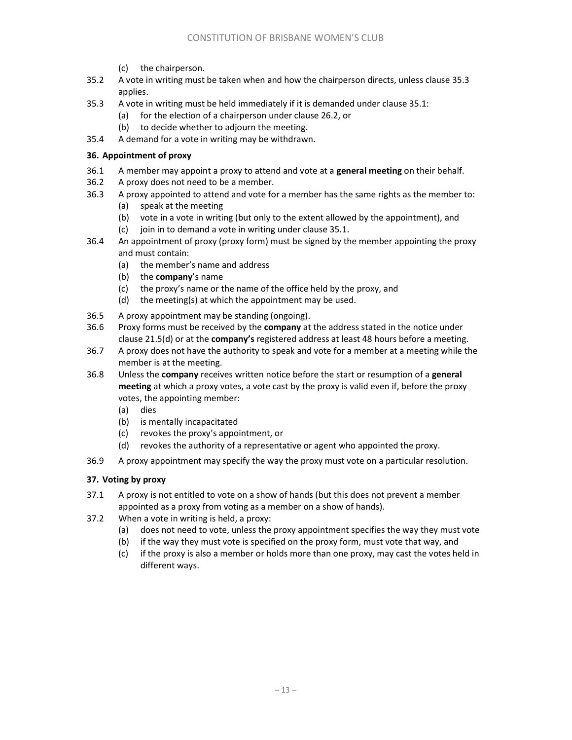(c) the chairperson.

35.2 A vote in writing must be taken when and how the chairperson directs, unless clause 35.3 applies.

35.3 A vote in writing must be held immediately if it is demanded under clause 35.1:

- (a) for the election of a chairperson under clause 26.2, or
- (b) to decide whether to adjourn the meeting.

35.4 A demand for a vote in writing may be withdrawn.

### 36. Appointment of proxy

36.1 A member may appoint a proxy to attend and vote at a **general meeting** on their behalf.

36.2 A proxy does not need to be a member.

36.3 A proxy appointed to attend and vote for a member has the same rights as the member to:

- (a) speak at the meeting
- (b) vote in a vote in writing (but only to the extent allowed by the appointment), and
- (c) join in to demand a vote in writing under clause 35.1.

36.4 An appointment of proxy (proxy form) must be signed by the member appointing the proxy and must contain:

- (a) the member's name and address
- (b) the **company**'s name
- (c) the proxy's name or the name of the office held by the proxy, and
- (d) the meeting(s) at which the appointment may be used.

36.5 A proxy appointment may be standing (ongoing).

36.6 Proxy forms must be received by the **company** at the address stated in the notice under clause 21.5(d) or at the **company's** registered address at least 48 hours before a meeting.

36.7 A proxy does not have the authority to speak and vote for a member at a meeting while the member is at the meeting.

36.8 Unless the **company** receives written notice before the start or resumption of a **general meeting** at which a proxy votes, a vote cast by the proxy is valid even if, before the proxy votes, the appointing member:

- (a) dies
- (b) is mentally incapacitated
- (c) revokes the proxy's appointment, or
- (d) revokes the authority of a representative or agent who appointed the proxy.

36.9 A proxy appointment may specify the way the proxy must vote on a particular resolution.

### 37. Voting by proxy

37.1 A proxy is not entitled to vote on a show of hands (but this does not prevent a member appointed as a proxy from voting as a member on a show of hands).

37.2 When a vote in writing is held, a proxy:

- (a) does not need to vote, unless the proxy appointment specifies the way they must vote
- (b) if the way they must vote is specified on the proxy form, must vote that way, and
- (c) if the proxy is also a member or holds more than one proxy, may cast the votes held in different ways.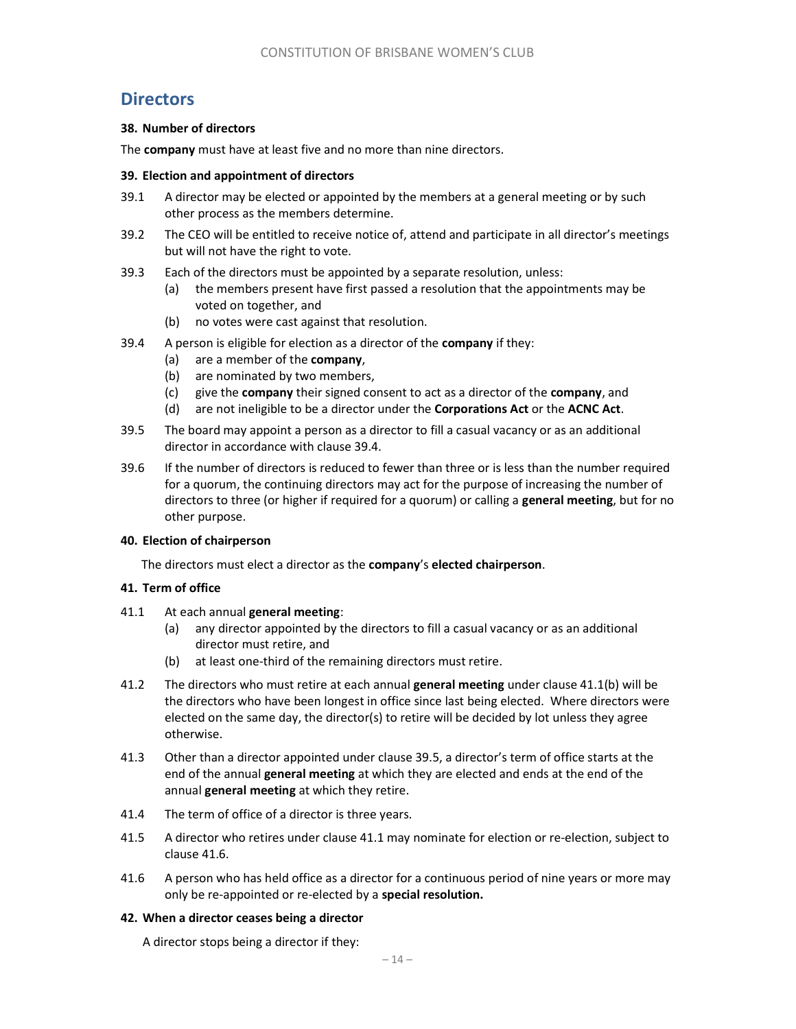## Directors

### 38. Number of directors

The **company** must have at least five and no more than nine directors.

### 39. Election and appointment of directors

39.1 A director may be elected or appointed by the members at a general meeting or by such other process as the members determine.

39.2 The CEO will be entitled to receive notice of, attend and participate in all director's meetings but will not have the right to vote.

39.3 Each of the directors must be appointed by a separate resolution, unless:

(a) the members present have first passed a resolution that the appointments may be voted on together, and

(b) no votes were cast against that resolution.

39.4 A person is eligible for election as a director of the **company** if they:

(a) are a member of the **company**,

(b) are nominated by two members,

(c) give the **company** their signed consent to act as a director of the **company**, and

(d) are not ineligible to be a director under the **Corporations Act** or the **ACNC Act**.

39.5 The board may appoint a person as a director to fill a casual vacancy or as an additional director in accordance with clause 39.4.

39.6 If the number of directors is reduced to fewer than three or is less than the number required for a quorum, the continuing directors may act for the purpose of increasing the number of directors to three (or higher if required for a quorum) or calling a **general meeting**, but for no other purpose.

### 40. Election of chairperson

The directors must elect a director as the **company**'s **elected chairperson**.

### 41. Term of office

41.1 At each annual **general meeting**:

(a) any director appointed by the directors to fill a casual vacancy or as an additional director must retire, and

(b) at least one-third of the remaining directors must retire.

41.2 The directors who must retire at each annual **general meeting** under clause 41.1(b) will be the directors who have been longest in office since last being elected. Where directors were elected on the same day, the director(s) to retire will be decided by lot unless they agree otherwise.

41.3 Other than a director appointed under clause 39.5, a director's term of office starts at the end of the annual **general meeting** at which they are elected and ends at the end of the annual **general meeting** at which they retire.

41.4 The term of office of a director is three years.

41.5 A director who retires under clause 41.1 may nominate for election or re-election, subject to clause 41.6.

41.6 A person who has held office as a director for a continuous period of nine years or more may only be re-appointed or re-elected by a **special resolution.**

### 42. When a director ceases being a director

A director stops being a director if they: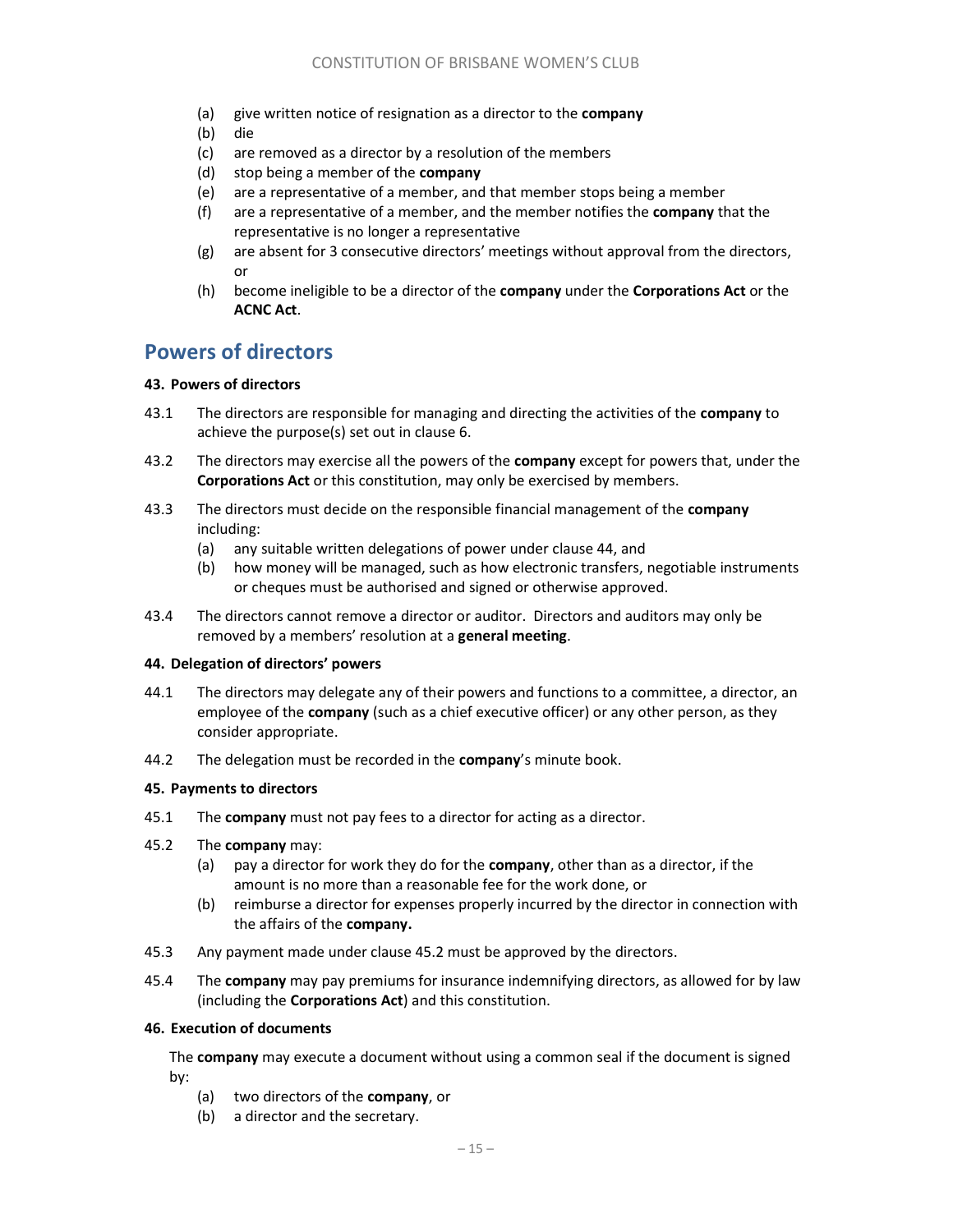(a) give written notice of resignation as a director to the **company**
(b) die
(c) are removed as a director by a resolution of the members
(d) stop being a member of the **company**
(e) are a representative of a member, and that member stops being a member
(f) are a representative of a member, and the member notifies the **company** that the representative is no longer a representative
(g) are absent for 3 consecutive directors' meetings without approval from the directors, or
(h) become ineligible to be a director of the **company** under the **Corporations Act** or the **ACNC Act**.

## Powers of directors

**43. Powers of directors**

43.1 The directors are responsible for managing and directing the activities of the **company** to achieve the purpose(s) set out in clause 6.

43.2 The directors may exercise all the powers of the **company** except for powers that, under the **Corporations Act** or this constitution, may only be exercised by members.

43.3 The directors must decide on the responsible financial management of the **company** including:

(a) any suitable written delegations of power under clause 44, and
(b) how money will be managed, such as how electronic transfers, negotiable instruments or cheques must be authorised and signed or otherwise approved.

43.4 The directors cannot remove a director or auditor. Directors and auditors may only be removed by a members' resolution at a **general meeting**.

**44. Delegation of directors' powers**

44.1 The directors may delegate any of their powers and functions to a committee, a director, an employee of the **company** (such as a chief executive officer) or any other person, as they consider appropriate.

44.2 The delegation must be recorded in the **company**'s minute book.

**45. Payments to directors**

45.1 The **company** must not pay fees to a director for acting as a director.

45.2 The **company** may:

(a) pay a director for work they do for the **company**, other than as a director, if the amount is no more than a reasonable fee for the work done, or
(b) reimburse a director for expenses properly incurred by the director in connection with the affairs of the **company.**

45.3 Any payment made under clause 45.2 must be approved by the directors.

45.4 The **company** may pay premiums for insurance indemnifying directors, as allowed for by law (including the **Corporations Act**) and this constitution.

**46. Execution of documents**

The **company** may execute a document without using a common seal if the document is signed by:

(a) two directors of the **company**, or
(b) a director and the secretary.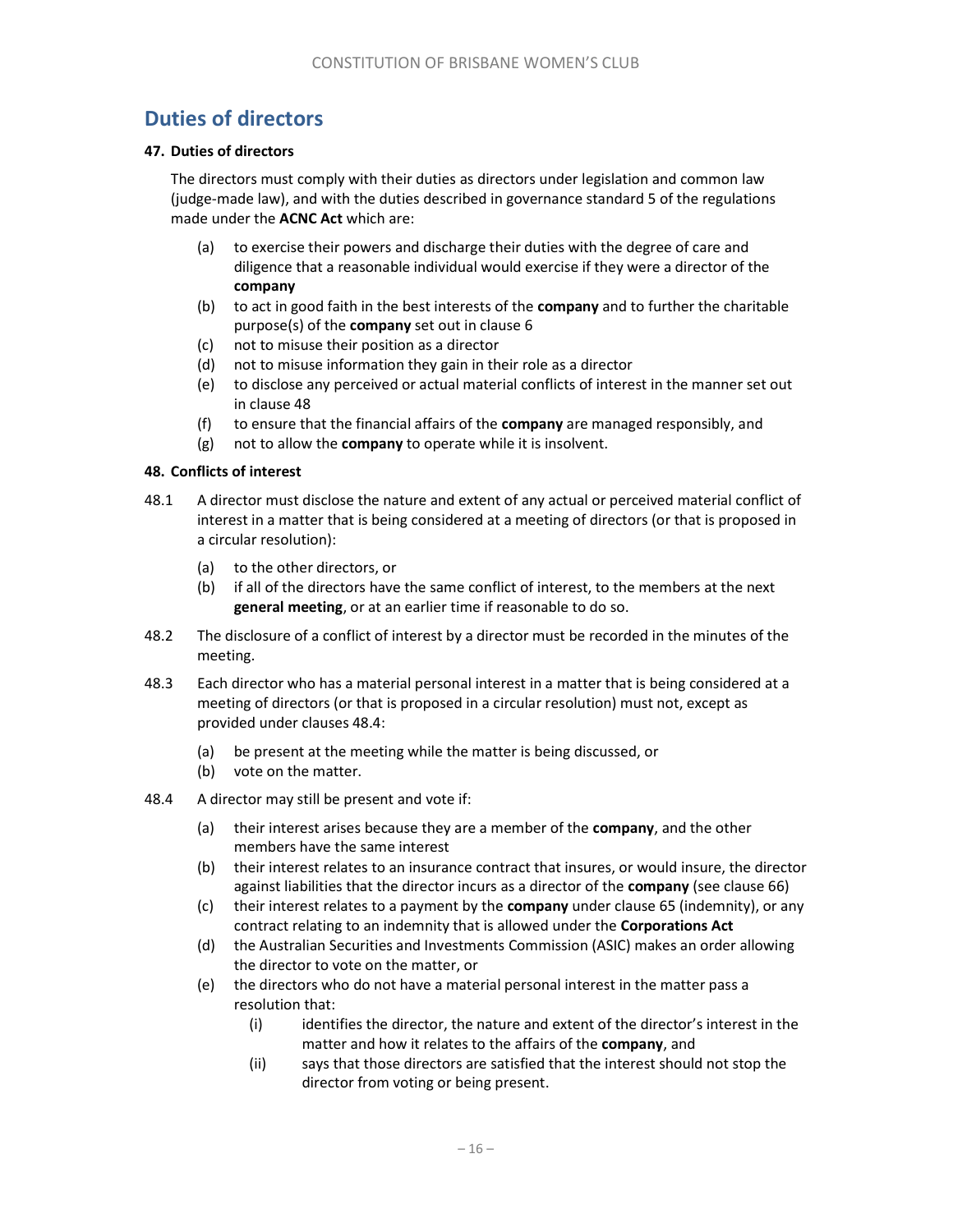## Duties of directors

### 47. Duties of directors

The directors must comply with their duties as directors under legislation and common law (judge-made law), and with the duties described in governance standard 5 of the regulations made under the **ACNC Act** which are:

(a) to exercise their powers and discharge their duties with the degree of care and diligence that a reasonable individual would exercise if they were a director of the **company**

(b) to act in good faith in the best interests of the **company** and to further the charitable purpose(s) of the **company** set out in clause 6

(c) not to misuse their position as a director

(d) not to misuse information they gain in their role as a director

(e) to disclose any perceived or actual material conflicts of interest in the manner set out in clause 48

(f) to ensure that the financial affairs of the **company** are managed responsibly, and

(g) not to allow the **company** to operate while it is insolvent.

### 48. Conflicts of interest

48.1 A director must disclose the nature and extent of any actual or perceived material conflict of interest in a matter that is being considered at a meeting of directors (or that is proposed in a circular resolution):

(a) to the other directors, or

(b) if all of the directors have the same conflict of interest, to the members at the next **general meeting**, or at an earlier time if reasonable to do so.

48.2 The disclosure of a conflict of interest by a director must be recorded in the minutes of the meeting.

48.3 Each director who has a material personal interest in a matter that is being considered at a meeting of directors (or that is proposed in a circular resolution) must not, except as provided under clauses 48.4:

(a) be present at the meeting while the matter is being discussed, or

(b) vote on the matter.

48.4 A director may still be present and vote if:

(a) their interest arises because they are a member of the **company**, and the other members have the same interest

(b) their interest relates to an insurance contract that insures, or would insure, the director against liabilities that the director incurs as a director of the **company** (see clause 66)

(c) their interest relates to a payment by the **company** under clause 65 (indemnity), or any contract relating to an indemnity that is allowed under the **Corporations Act**

(d) the Australian Securities and Investments Commission (ASIC) makes an order allowing the director to vote on the matter, or

(e) the directors who do not have a material personal interest in the matter pass a resolution that:

(i) identifies the director, the nature and extent of the director's interest in the matter and how it relates to the affairs of the **company**, and

(ii) says that those directors are satisfied that the interest should not stop the director from voting or being present.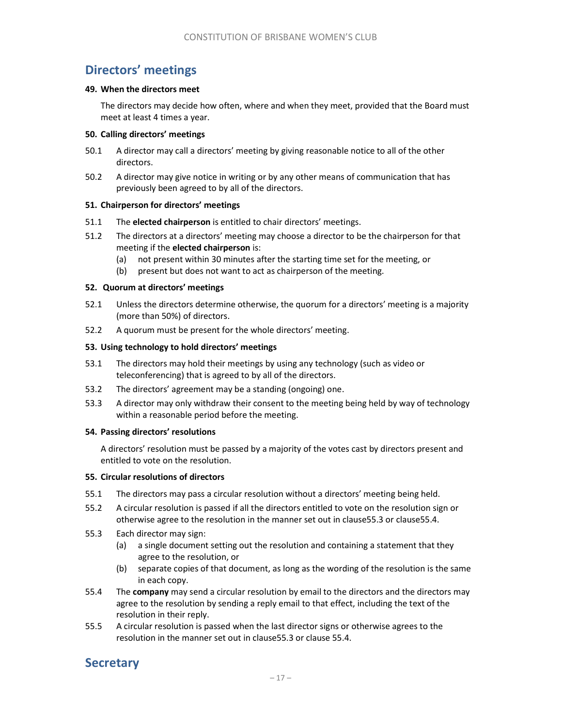## Directors' meetings

### 49. When the directors meet

The directors may decide how often, where and when they meet, provided that the Board must meet at least 4 times a year.

### 50. Calling directors' meetings

50.1 A director may call a directors' meeting by giving reasonable notice to all of the other directors.

50.2 A director may give notice in writing or by any other means of communication that has previously been agreed to by all of the directors.

### 51. Chairperson for directors' meetings

51.1 The **elected chairperson** is entitled to chair directors' meetings.

51.2 The directors at a directors' meeting may choose a director to be the chairperson for that meeting if the **elected chairperson** is:

(a) not present within 30 minutes after the starting time set for the meeting, or

(b) present but does not want to act as chairperson of the meeting.

### 52. Quorum at directors' meetings

52.1 Unless the directors determine otherwise, the quorum for a directors' meeting is a majority (more than 50%) of directors.

52.2 A quorum must be present for the whole directors' meeting.

### 53. Using technology to hold directors' meetings

53.1 The directors may hold their meetings by using any technology (such as video or teleconferencing) that is agreed to by all of the directors.

53.2 The directors' agreement may be a standing (ongoing) one.

53.3 A director may only withdraw their consent to the meeting being held by way of technology within a reasonable period before the meeting.

### 54. Passing directors' resolutions

A directors' resolution must be passed by a majority of the votes cast by directors present and entitled to vote on the resolution.

### 55. Circular resolutions of directors

55.1 The directors may pass a circular resolution without a directors' meeting being held.

55.2 A circular resolution is passed if all the directors entitled to vote on the resolution sign or otherwise agree to the resolution in the manner set out in clause55.3 or clause55.4.

55.3 Each director may sign:

(a) a single document setting out the resolution and containing a statement that they agree to the resolution, or

(b) separate copies of that document, as long as the wording of the resolution is the same in each copy.

55.4 The **company** may send a circular resolution by email to the directors and the directors may agree to the resolution by sending a reply email to that effect, including the text of the resolution in their reply.

55.5 A circular resolution is passed when the last director signs or otherwise agrees to the resolution in the manner set out in clause55.3 or clause 55.4.

## Secretary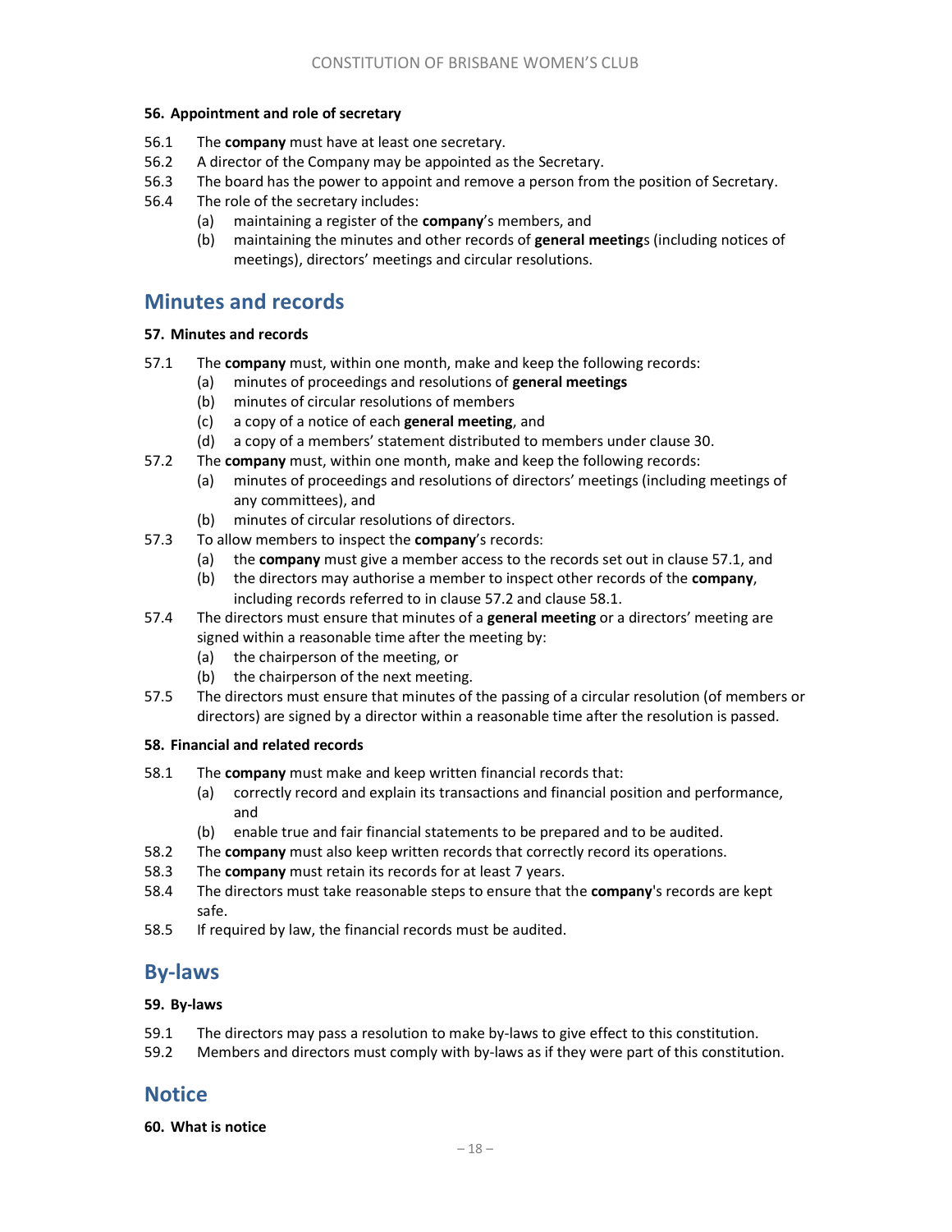**56. Appointment and role of secretary**

56.1 The **company** must have at least one secretary.

56.2 A director of the Company may be appointed as the Secretary.

56.3 The board has the power to appoint and remove a person from the position of Secretary.

56.4 The role of the secretary includes:

- (a) maintaining a register of the **company**'s members, and
- (b) maintaining the minutes and other records of **general meeting**s (including notices of meetings), directors' meetings and circular resolutions.

## Minutes and records

**57. Minutes and records**

57.1 The **company** must, within one month, make and keep the following records:

- (a) minutes of proceedings and resolutions of **general meetings**
- (b) minutes of circular resolutions of members
- (c) a copy of a notice of each **general meeting**, and
- (d) a copy of a members' statement distributed to members under clause 30.

57.2 The **company** must, within one month, make and keep the following records:

- (a) minutes of proceedings and resolutions of directors' meetings (including meetings of any committees), and
- (b) minutes of circular resolutions of directors.

57.3 To allow members to inspect the **company**'s records:

- (a) the **company** must give a member access to the records set out in clause 57.1, and
- (b) the directors may authorise a member to inspect other records of the **company**, including records referred to in clause 57.2 and clause 58.1.

57.4 The directors must ensure that minutes of a **general meeting** or a directors' meeting are signed within a reasonable time after the meeting by:

- (a) the chairperson of the meeting, or
- (b) the chairperson of the next meeting.

57.5 The directors must ensure that minutes of the passing of a circular resolution (of members or directors) are signed by a director within a reasonable time after the resolution is passed.

**58. Financial and related records**

58.1 The **company** must make and keep written financial records that:

- (a) correctly record and explain its transactions and financial position and performance, and
- (b) enable true and fair financial statements to be prepared and to be audited.

58.2 The **company** must also keep written records that correctly record its operations.

58.3 The **company** must retain its records for at least 7 years.

58.4 The directors must take reasonable steps to ensure that the **company**'s records are kept safe.

58.5 If required by law, the financial records must be audited.

## By-laws

**59. By-laws**

59.1 The directors may pass a resolution to make by-laws to give effect to this constitution.

59.2 Members and directors must comply with by-laws as if they were part of this constitution.

## Notice

**60. What is notice**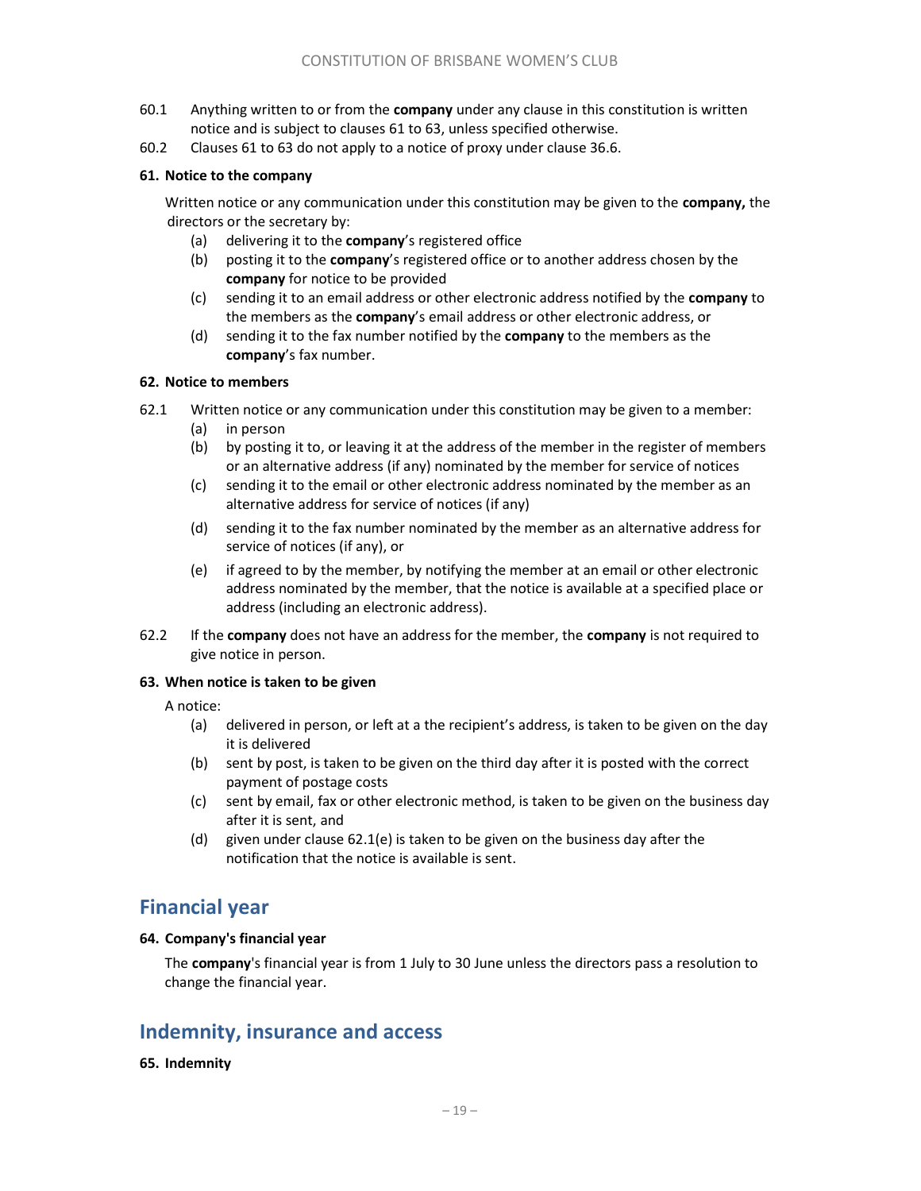60.1 Anything written to or from the **company** under any clause in this constitution is written notice and is subject to clauses 61 to 63, unless specified otherwise.

60.2 Clauses 61 to 63 do not apply to a notice of proxy under clause 36.6.

#### 61. Notice to the company

Written notice or any communication under this constitution may be given to the **company,** the directors or the secretary by:

(a) delivering it to the **company**'s registered office

(b) posting it to the **company**'s registered office or to another address chosen by the **company** for notice to be provided

(c) sending it to an email address or other electronic address notified by the **company** to the members as the **company**'s email address or other electronic address, or

(d) sending it to the fax number notified by the **company** to the members as the **company**'s fax number.

#### 62. Notice to members

62.1 Written notice or any communication under this constitution may be given to a member:

(a) in person

(b) by posting it to, or leaving it at the address of the member in the register of members or an alternative address (if any) nominated by the member for service of notices

(c) sending it to the email or other electronic address nominated by the member as an alternative address for service of notices (if any)

(d) sending it to the fax number nominated by the member as an alternative address for service of notices (if any), or

(e) if agreed to by the member, by notifying the member at an email or other electronic address nominated by the member, that the notice is available at a specified place or address (including an electronic address).

62.2 If the **company** does not have an address for the member, the **company** is not required to give notice in person.

#### 63. When notice is taken to be given

A notice:

(a) delivered in person, or left at a the recipient's address, is taken to be given on the day it is delivered

(b) sent by post, is taken to be given on the third day after it is posted with the correct payment of postage costs

(c) sent by email, fax or other electronic method, is taken to be given on the business day after it is sent, and

(d) given under clause 62.1(e) is taken to be given on the business day after the notification that the notice is available is sent.

## Financial year

#### 64. Company's financial year

The **company**'s financial year is from 1 July to 30 June unless the directors pass a resolution to change the financial year.

## Indemnity, insurance and access

#### 65. Indemnity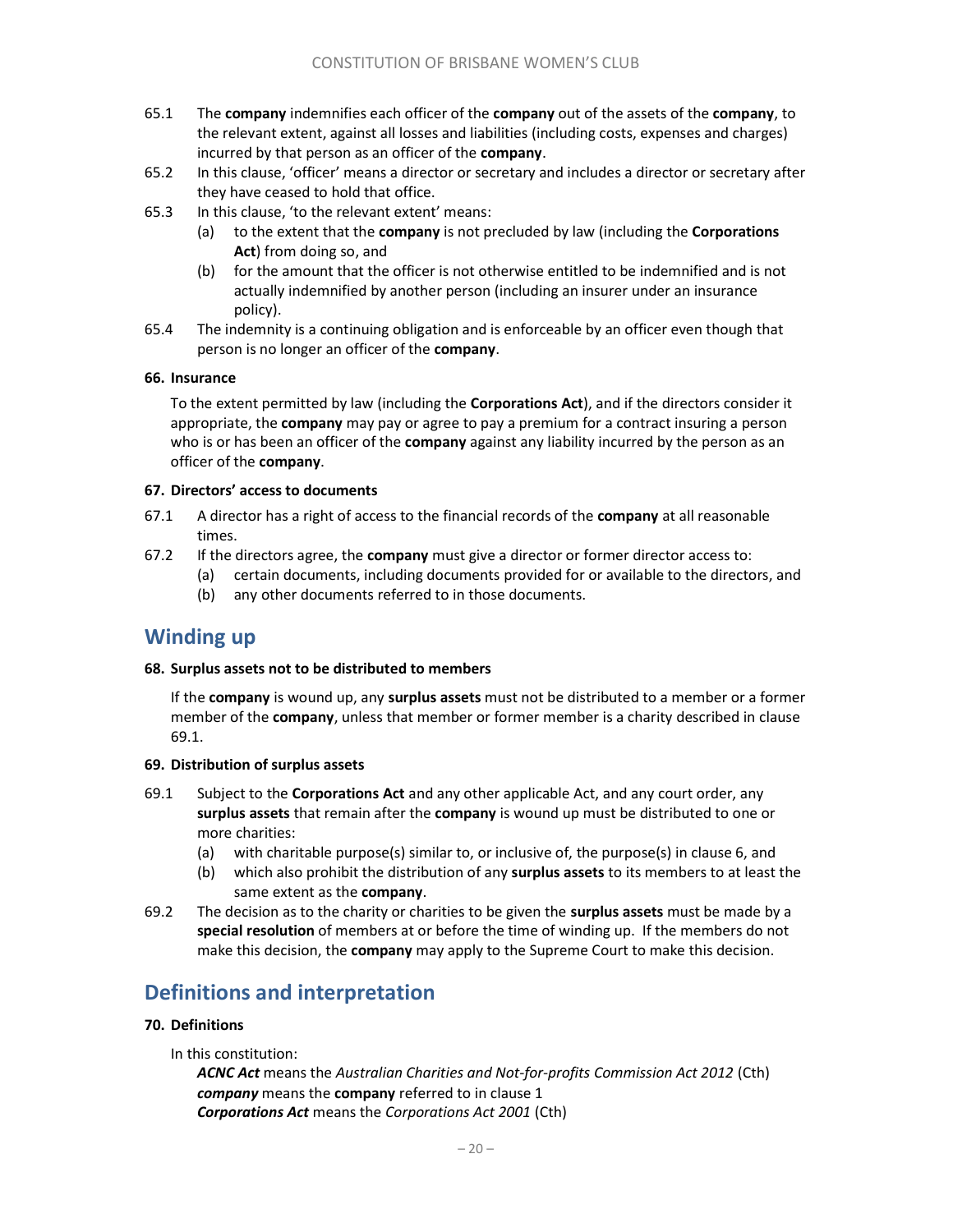65.1 The **company** indemnifies each officer of the **company** out of the assets of the **company**, to the relevant extent, against all losses and liabilities (including costs, expenses and charges) incurred by that person as an officer of the **company**.

65.2 In this clause, 'officer' means a director or secretary and includes a director or secretary after they have ceased to hold that office.

65.3 In this clause, 'to the relevant extent' means:

- (a) to the extent that the **company** is not precluded by law (including the **Corporations Act**) from doing so, and
- (b) for the amount that the officer is not otherwise entitled to be indemnified and is not actually indemnified by another person (including an insurer under an insurance policy).

65.4 The indemnity is a continuing obligation and is enforceable by an officer even though that person is no longer an officer of the **company**.

#### 66. Insurance

To the extent permitted by law (including the **Corporations Act**), and if the directors consider it appropriate, the **company** may pay or agree to pay a premium for a contract insuring a person who is or has been an officer of the **company** against any liability incurred by the person as an officer of the **company**.

#### 67. Directors' access to documents

67.1 A director has a right of access to the financial records of the **company** at all reasonable times.

67.2 If the directors agree, the **company** must give a director or former director access to:

- (a) certain documents, including documents provided for or available to the directors, and
- (b) any other documents referred to in those documents.

## Winding up

#### 68. Surplus assets not to be distributed to members

If the **company** is wound up, any **surplus assets** must not be distributed to a member or a former member of the **company**, unless that member or former member is a charity described in clause 69.1.

#### 69. Distribution of surplus assets

69.1 Subject to the **Corporations Act** and any other applicable Act, and any court order, any **surplus assets** that remain after the **company** is wound up must be distributed to one or more charities:

- (a) with charitable purpose(s) similar to, or inclusive of, the purpose(s) in clause 6, and
- (b) which also prohibit the distribution of any **surplus assets** to its members to at least the same extent as the **company**.

69.2 The decision as to the charity or charities to be given the **surplus assets** must be made by a **special resolution** of members at or before the time of winding up. If the members do not make this decision, the **company** may apply to the Supreme Court to make this decision.

## Definitions and interpretation

#### 70. Definitions

In this constitution:

***ACNC Act*** means the *Australian Charities and Not-for-profits Commission Act 2012* (Cth)
***company*** means the **company** referred to in clause 1
***Corporations Act*** means the *Corporations Act 2001* (Cth)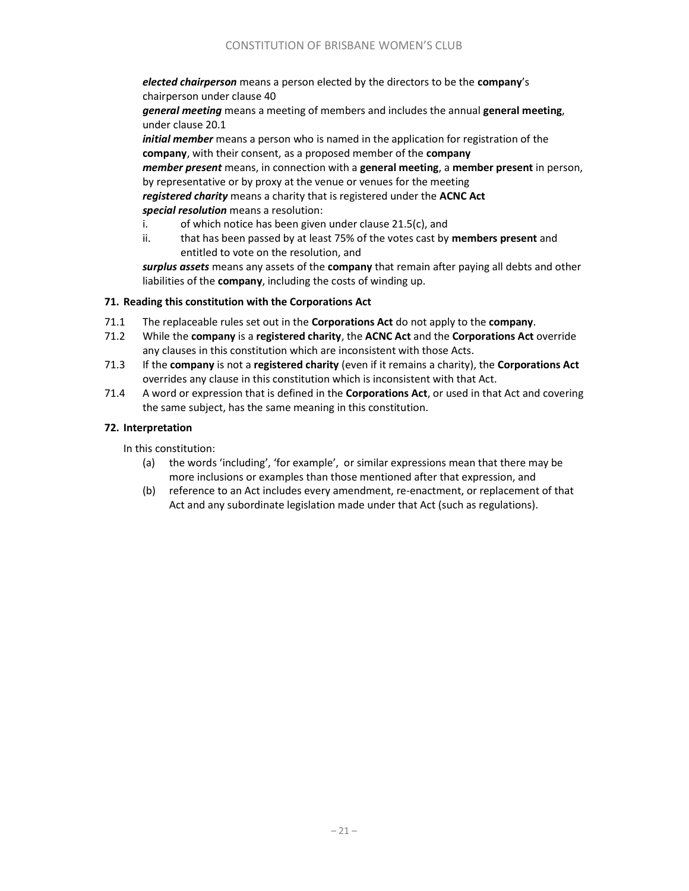***elected chairperson*** means a person elected by the directors to be the **company**'s chairperson under clause 40

***general meeting*** means a meeting of members and includes the annual **general meeting**, under clause 20.1

***initial member*** means a person who is named in the application for registration of the **company**, with their consent, as a proposed member of the **company**

***member present*** means, in connection with a **general meeting**, a **member present** in person, by representative or by proxy at the venue or venues for the meeting

***registered charity*** means a charity that is registered under the **ACNC Act**

***special resolution*** means a resolution:

i. of which notice has been given under clause 21.5(c), and
ii. that has been passed by at least 75% of the votes cast by **members present** and entitled to vote on the resolution, and

***surplus assets*** means any assets of the **company** that remain after paying all debts and other liabilities of the **company**, including the costs of winding up.

### 71. Reading this constitution with the Corporations Act

71.1 The replaceable rules set out in the **Corporations Act** do not apply to the **company**.

71.2 While the **company** is a **registered charity**, the **ACNC Act** and the **Corporations Act** override any clauses in this constitution which are inconsistent with those Acts.

71.3 If the **company** is not a **registered charity** (even if it remains a charity), the **Corporations Act** overrides any clause in this constitution which is inconsistent with that Act.

71.4 A word or expression that is defined in the **Corporations Act**, or used in that Act and covering the same subject, has the same meaning in this constitution.

### 72. Interpretation

In this constitution:

(a) the words 'including', 'for example', or similar expressions mean that there may be more inclusions or examples than those mentioned after that expression, and

(b) reference to an Act includes every amendment, re-enactment, or replacement of that Act and any subordinate legislation made under that Act (such as regulations).